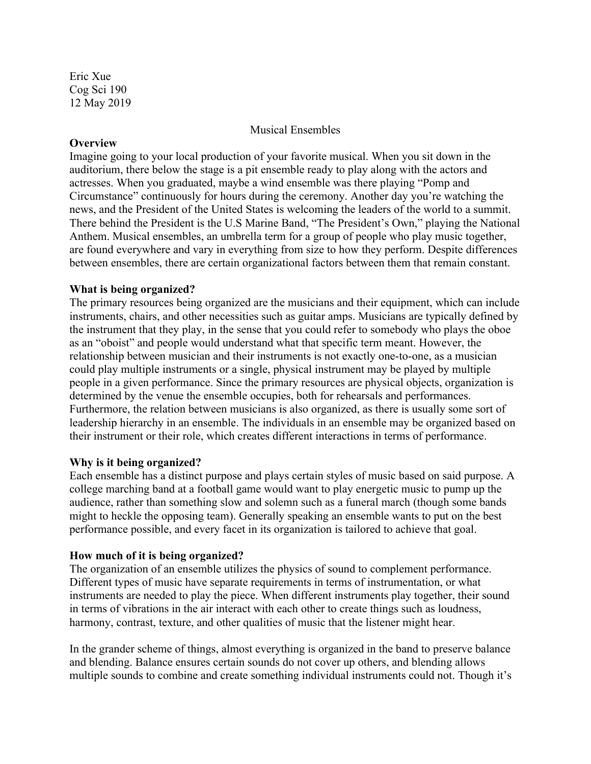Eric Xue
Cog Sci 190
12 May 2019

# Musical Ensembles

## Overview

Imagine going to your local production of your favorite musical. When you sit down in the auditorium, there below the stage is a pit ensemble ready to play along with the actors and actresses. When you graduated, maybe a wind ensemble was there playing "Pomp and Circumstance" continuously for hours during the ceremony. Another day you're watching the news, and the President of the United States is welcoming the leaders of the world to a summit. There behind the President is the U.S Marine Band, "The President's Own," playing the National Anthem. Musical ensembles, an umbrella term for a group of people who play music together, are found everywhere and vary in everything from size to how they perform. Despite differences between ensembles, there are certain organizational factors between them that remain constant.

## What is being organized?

The primary resources being organized are the musicians and their equipment, which can include instruments, chairs, and other necessities such as guitar amps. Musicians are typically defined by the instrument that they play, in the sense that you could refer to somebody who plays the oboe as an "oboist" and people would understand what that specific term meant. However, the relationship between musician and their instruments is not exactly one-to-one, as a musician could play multiple instruments or a single, physical instrument may be played by multiple people in a given performance. Since the primary resources are physical objects, organization is determined by the venue the ensemble occupies, both for rehearsals and performances. Furthermore, the relation between musicians is also organized, as there is usually some sort of leadership hierarchy in an ensemble. The individuals in an ensemble may be organized based on their instrument or their role, which creates different interactions in terms of performance.

## Why is it being organized?

Each ensemble has a distinct purpose and plays certain styles of music based on said purpose. A college marching band at a football game would want to play energetic music to pump up the audience, rather than something slow and solemn such as a funeral march (though some bands might to heckle the opposing team). Generally speaking an ensemble wants to put on the best performance possible, and every facet in its organization is tailored to achieve that goal.

## How much of it is being organized?

The organization of an ensemble utilizes the physics of sound to complement performance. Different types of music have separate requirements in terms of instrumentation, or what instruments are needed to play the piece. When different instruments play together, their sound in terms of vibrations in the air interact with each other to create things such as loudness, harmony, contrast, texture, and other qualities of music that the listener might hear.

In the grander scheme of things, almost everything is organized in the band to preserve balance and blending. Balance ensures certain sounds do not cover up others, and blending allows multiple sounds to combine and create something individual instruments could not. Though it's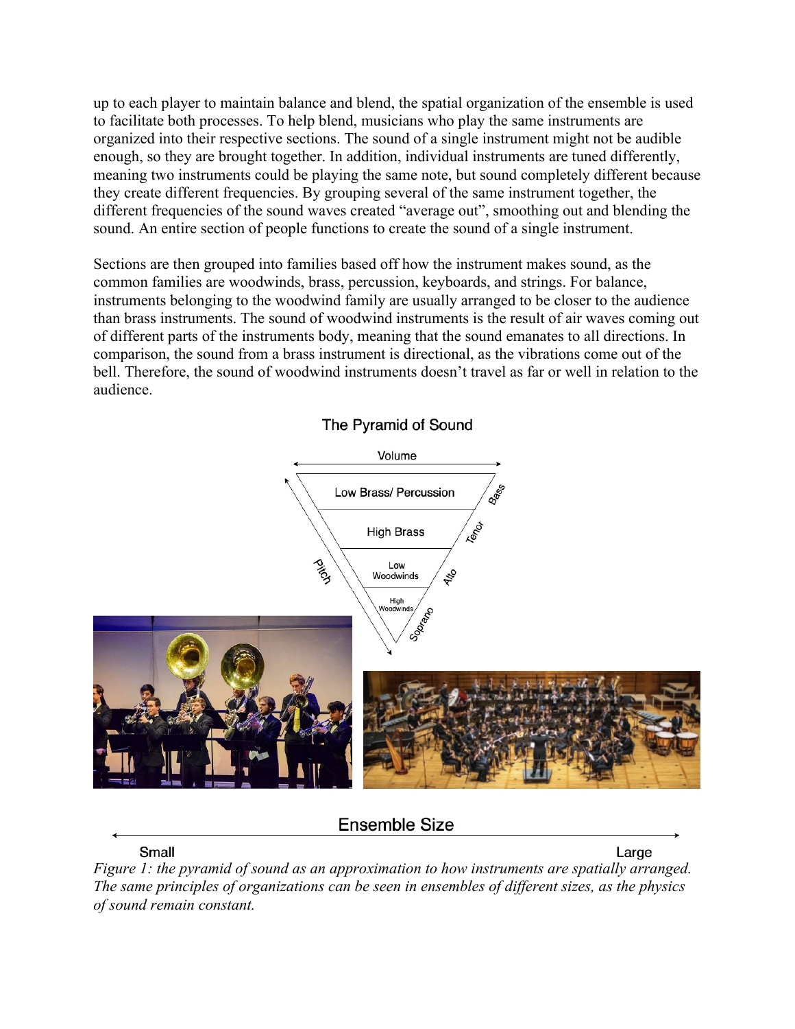up to each player to maintain balance and blend, the spatial organization of the ensemble is used to facilitate both processes. To help blend, musicians who play the same instruments are organized into their respective sections. The sound of a single instrument might not be audible enough, so they are brought together. In addition, individual instruments are tuned differently, meaning two instruments could be playing the same note, but sound completely different because they create different frequencies. By grouping several of the same instrument together, the different frequencies of the sound waves created "average out", smoothing out and blending the sound. An entire section of people functions to create the sound of a single instrument.

Sections are then grouped into families based off how the instrument makes sound, as the common families are woodwinds, brass, percussion, keyboards, and strings. For balance, instruments belonging to the woodwind family are usually arranged to be closer to the audience than brass instruments. The sound of woodwind instruments is the result of air waves coming out of different parts of the instruments body, meaning that the sound emanates to all directions. In comparison, the sound from a brass instrument is directional, as the vibrations come out of the bell. Therefore, the sound of woodwind instruments doesn't travel as far or well in relation to the audience.

The Pyramid of Sound

Volume

Low Brass/ Percussion

High Brass

Low Woodwinds

High Woodwinds

Pitch

Bass

Tenor

Alto

Soprano

Ensemble Size

Small

Large

*Figure 1: the pyramid of sound as an approximation to how instruments are spatially arranged. The same principles of organizations can be seen in ensembles of different sizes, as the physics of sound remain constant.*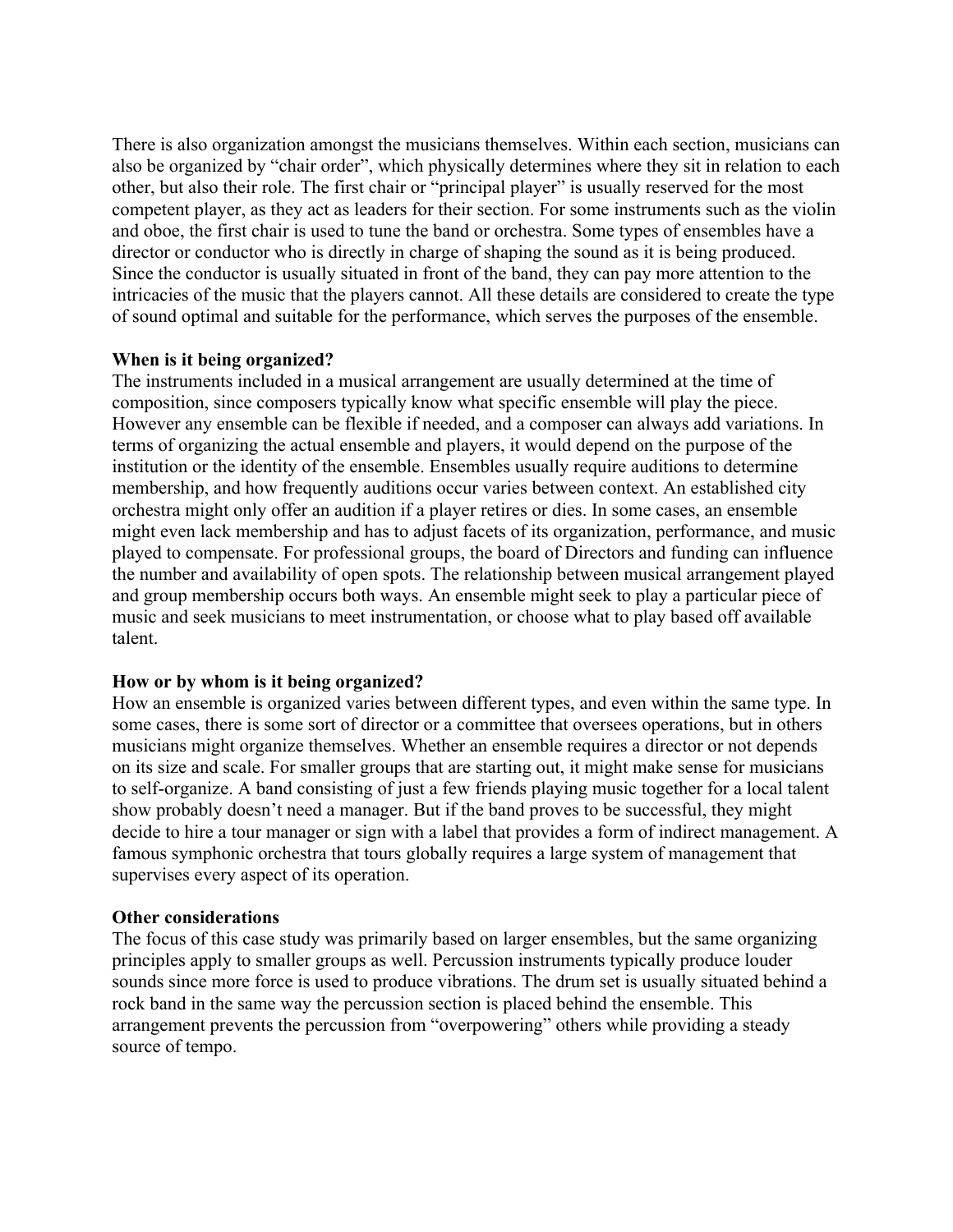There is also organization amongst the musicians themselves. Within each section, musicians can also be organized by "chair order", which physically determines where they sit in relation to each other, but also their role. The first chair or "principal player" is usually reserved for the most competent player, as they act as leaders for their section. For some instruments such as the violin and oboe, the first chair is used to tune the band or orchestra. Some types of ensembles have a director or conductor who is directly in charge of shaping the sound as it is being produced. Since the conductor is usually situated in front of the band, they can pay more attention to the intricacies of the music that the players cannot. All these details are considered to create the type of sound optimal and suitable for the performance, which serves the purposes of the ensemble.

**When is it being organized?**

The instruments included in a musical arrangement are usually determined at the time of composition, since composers typically know what specific ensemble will play the piece. However any ensemble can be flexible if needed, and a composer can always add variations. In terms of organizing the actual ensemble and players, it would depend on the purpose of the institution or the identity of the ensemble. Ensembles usually require auditions to determine membership, and how frequently auditions occur varies between context. An established city orchestra might only offer an audition if a player retires or dies. In some cases, an ensemble might even lack membership and has to adjust facets of its organization, performance, and music played to compensate. For professional groups, the board of Directors and funding can influence the number and availability of open spots. The relationship between musical arrangement played and group membership occurs both ways. An ensemble might seek to play a particular piece of music and seek musicians to meet instrumentation, or choose what to play based off available talent.

**How or by whom is it being organized?**

How an ensemble is organized varies between different types, and even within the same type. In some cases, there is some sort of director or a committee that oversees operations, but in others musicians might organize themselves. Whether an ensemble requires a director or not depends on its size and scale. For smaller groups that are starting out, it might make sense for musicians to self-organize. A band consisting of just a few friends playing music together for a local talent show probably doesn't need a manager. But if the band proves to be successful, they might decide to hire a tour manager or sign with a label that provides a form of indirect management. A famous symphonic orchestra that tours globally requires a large system of management that supervises every aspect of its operation.

**Other considerations**

The focus of this case study was primarily based on larger ensembles, but the same organizing principles apply to smaller groups as well. Percussion instruments typically produce louder sounds since more force is used to produce vibrations. The drum set is usually situated behind a rock band in the same way the percussion section is placed behind the ensemble. This arrangement prevents the percussion from "overpowering" others while providing a steady source of tempo.